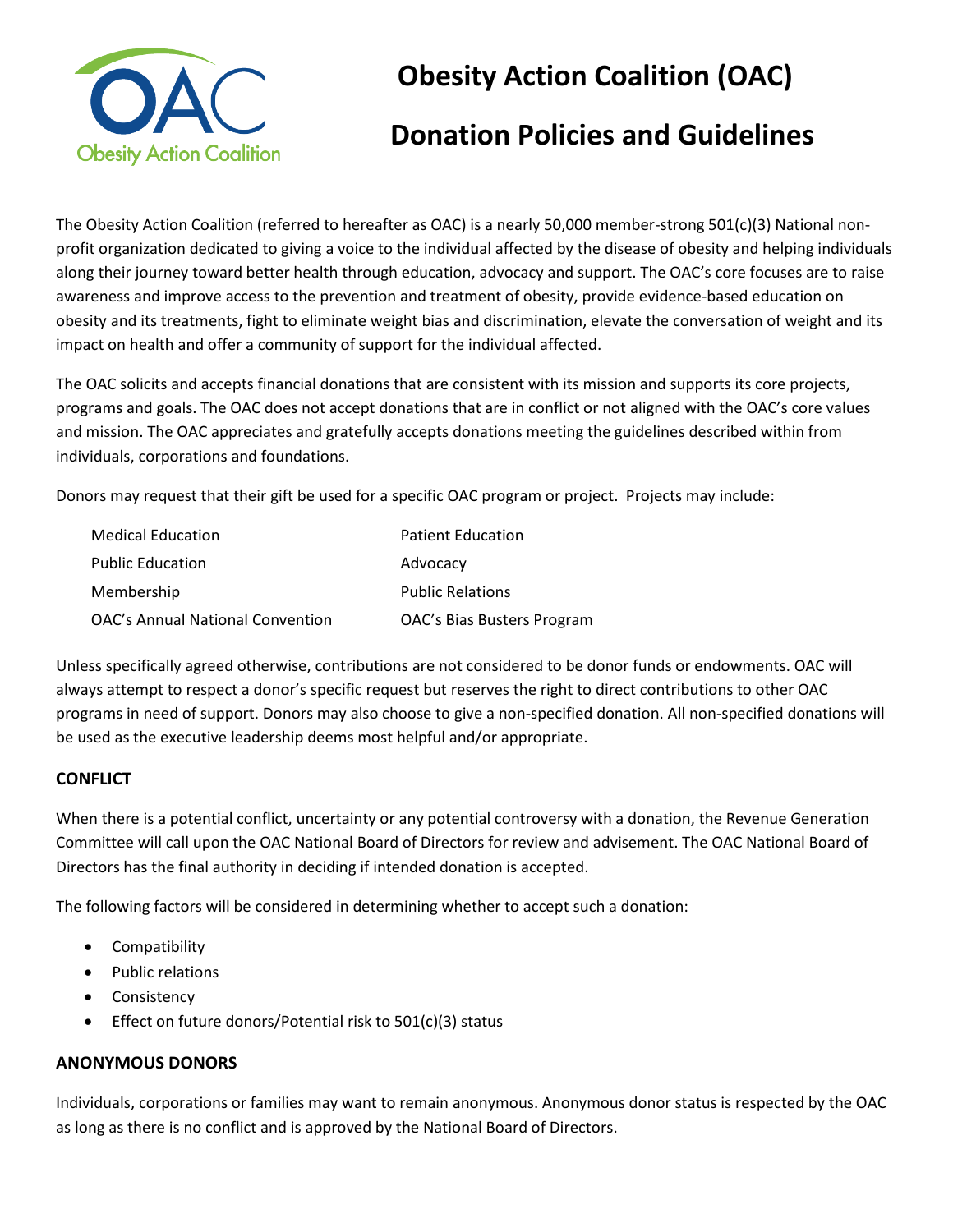# Obesity Action Coalition (OAC)

# Donation Policies and Guidelines

The Obesity Action Coalition (referred to hereafter as OAC) is a nearly 50,000 member-strong 501(c)(3) National non-profit organization dedicated to giving a voice to the individual affected by the disease of obesity and helping individuals along their journey toward better health through education, advocacy and support. The OAC's core focuses are to raise awareness and improve access to the prevention and treatment of obesity, provide evidence-based education on obesity and its treatments, fight to eliminate weight bias and discrimination, elevate the conversation of weight and its impact on health and offer a community of support for the individual affected.

The OAC solicits and accepts financial donations that are consistent with its mission and supports its core projects, programs and goals. The OAC does not accept donations that are in conflict or not aligned with the OAC's core values and mission. The OAC appreciates and gratefully accepts donations meeting the guidelines described within from individuals, corporations and foundations.

Donors may request that their gift be used for a specific OAC program or project. Projects may include:

- Medical Education
- Patient Education
- Public Education
- Advocacy
- Membership
- Public Relations
- OAC's Annual National Convention
- OAC's Bias Busters Program

Unless specifically agreed otherwise, contributions are not considered to be donor funds or endowments. OAC will always attempt to respect a donor's specific request but reserves the right to direct contributions to other OAC programs in need of support. Donors may also choose to give a non-specified donation. All non-specified donations will be used as the executive leadership deems most helpful and/or appropriate.

## CONFLICT

When there is a potential conflict, uncertainty or any potential controversy with a donation, the Revenue Generation Committee will call upon the OAC National Board of Directors for review and advisement. The OAC National Board of Directors has the final authority in deciding if intended donation is accepted.

The following factors will be considered in determining whether to accept such a donation:

- Compatibility
- Public relations
- Consistency
- Effect on future donors/Potential risk to 501(c)(3) status

## ANONYMOUS DONORS

Individuals, corporations or families may want to remain anonymous. Anonymous donor status is respected by the OAC as long as there is no conflict and is approved by the National Board of Directors.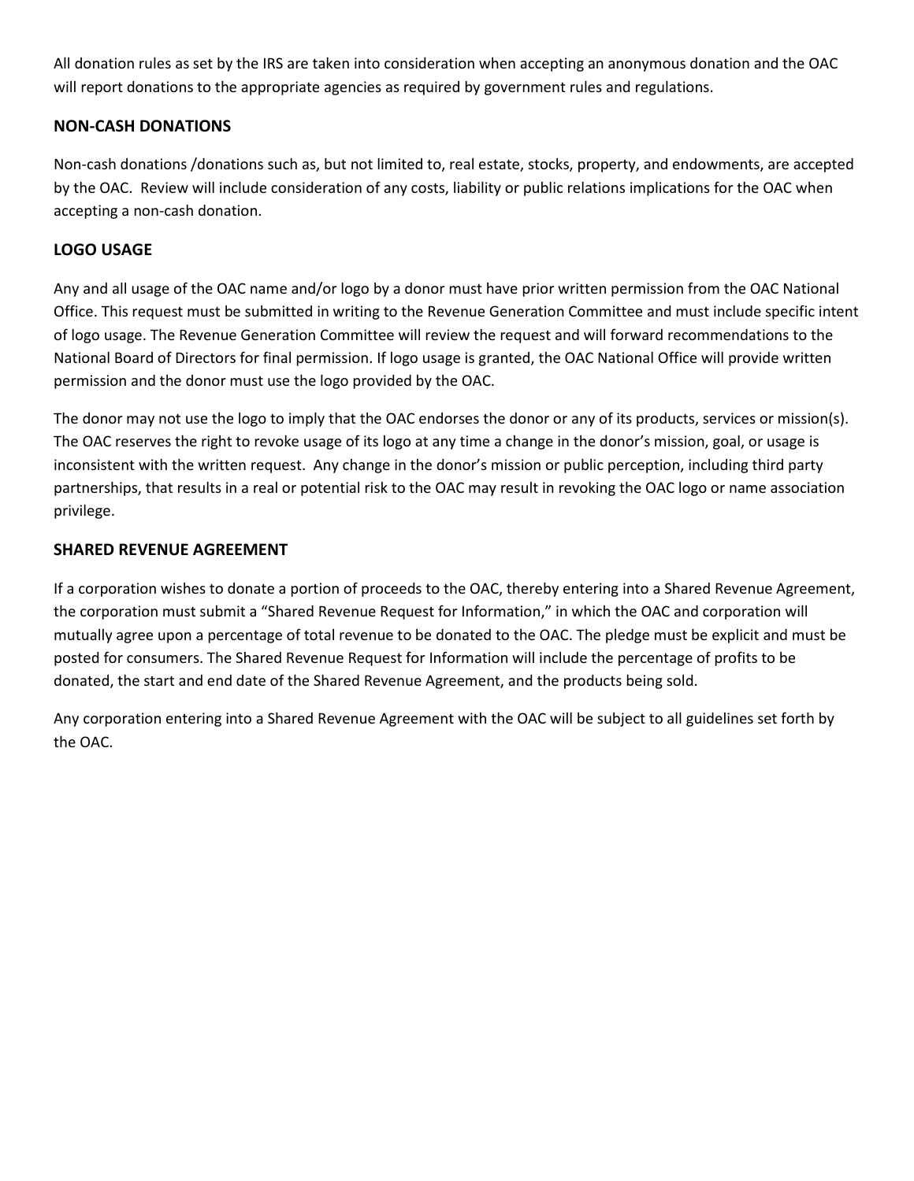All donation rules as set by the IRS are taken into consideration when accepting an anonymous donation and the OAC will report donations to the appropriate agencies as required by government rules and regulations.

## NON-CASH DONATIONS

Non-cash donations /donations such as, but not limited to, real estate, stocks, property, and endowments, are accepted by the OAC. Review will include consideration of any costs, liability or public relations implications for the OAC when accepting a non-cash donation.

## LOGO USAGE

Any and all usage of the OAC name and/or logo by a donor must have prior written permission from the OAC National Office. This request must be submitted in writing to the Revenue Generation Committee and must include specific intent of logo usage. The Revenue Generation Committee will review the request and will forward recommendations to the National Board of Directors for final permission. If logo usage is granted, the OAC National Office will provide written permission and the donor must use the logo provided by the OAC.

The donor may not use the logo to imply that the OAC endorses the donor or any of its products, services or mission(s). The OAC reserves the right to revoke usage of its logo at any time a change in the donor's mission, goal, or usage is inconsistent with the written request. Any change in the donor's mission or public perception, including third party partnerships, that results in a real or potential risk to the OAC may result in revoking the OAC logo or name association privilege.

## SHARED REVENUE AGREEMENT

If a corporation wishes to donate a portion of proceeds to the OAC, thereby entering into a Shared Revenue Agreement, the corporation must submit a "Shared Revenue Request for Information," in which the OAC and corporation will mutually agree upon a percentage of total revenue to be donated to the OAC. The pledge must be explicit and must be posted for consumers. The Shared Revenue Request for Information will include the percentage of profits to be donated, the start and end date of the Shared Revenue Agreement, and the products being sold.

Any corporation entering into a Shared Revenue Agreement with the OAC will be subject to all guidelines set forth by the OAC.